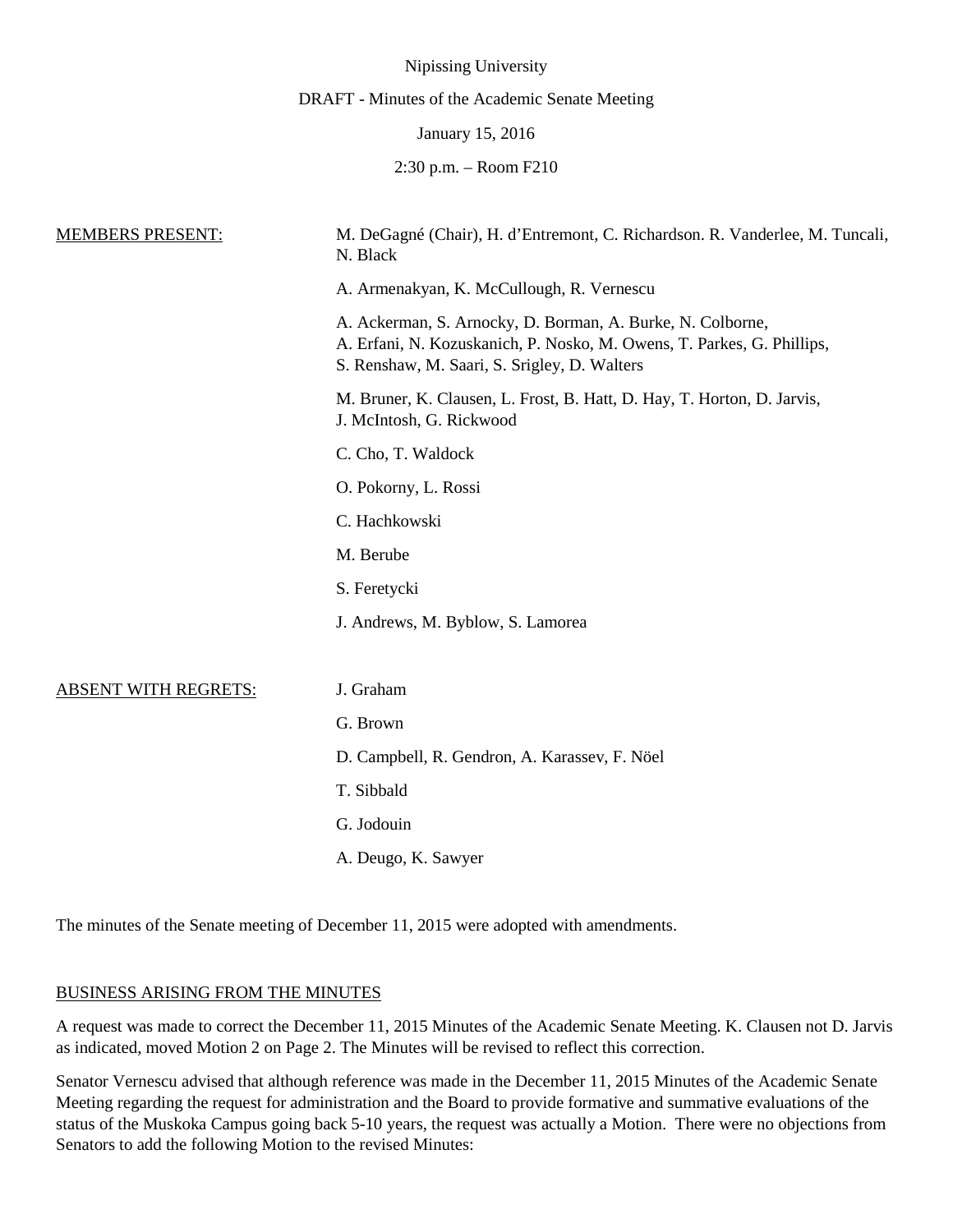Nipissing University

DRAFT - Minutes of the Academic Senate Meeting

January 15, 2016

2:30 p.m. – Room F210

MEMBERS PRESENT:

M. DeGagné (Chair), H. d'Entremont, C. Richardson. R. Vanderlee, M. Tuncali, N. Black

A. Armenakyan, K. McCullough, R. Vernescu

A. Ackerman, S. Arnocky, D. Borman, A. Burke, N. Colborne, A. Erfani, N. Kozuskanich, P. Nosko, M. Owens, T. Parkes, G. Phillips, S. Renshaw, M. Saari, S. Srigley, D. Walters

M. Bruner, K. Clausen, L. Frost, B. Hatt, D. Hay, T. Horton, D. Jarvis, J. McIntosh, G. Rickwood

C. Cho, T. Waldock

O. Pokorny, L. Rossi

C. Hachkowski

M. Berube

S. Feretycki

J. Andrews, M. Byblow, S. Lamorea

ABSENT WITH REGRETS:

J. Graham

G. Brown

D. Campbell, R. Gendron, A. Karassev, F. Nöel

T. Sibbald

G. Jodouin

A. Deugo, K. Sawyer

The minutes of the Senate meeting of December 11, 2015 were adopted with amendments.

BUSINESS ARISING FROM THE MINUTES

A request was made to correct the December 11, 2015 Minutes of the Academic Senate Meeting. K. Clausen not D. Jarvis as indicated, moved Motion 2 on Page 2. The Minutes will be revised to reflect this correction.

Senator Vernescu advised that although reference was made in the December 11, 2015 Minutes of the Academic Senate Meeting regarding the request for administration and the Board to provide formative and summative evaluations of the status of the Muskoka Campus going back 5-10 years, the request was actually a Motion. There were no objections from Senators to add the following Motion to the revised Minutes: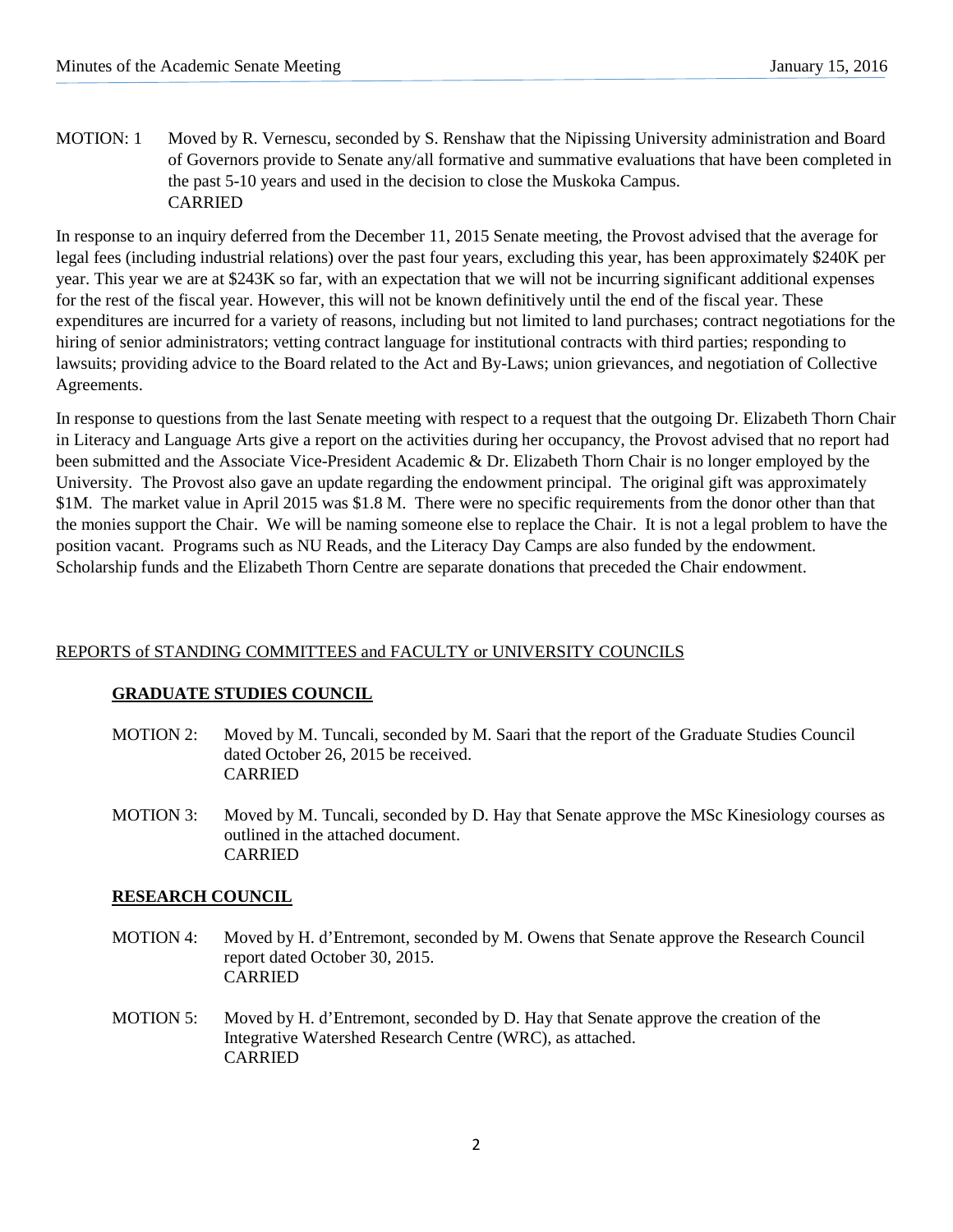MOTION: 1 Moved by R. Vernescu, seconded by S. Renshaw that the Nipissing University administration and Board of Governors provide to Senate any/all formative and summative evaluations that have been completed in the past 5-10 years and used in the decision to close the Muskoka Campus.
CARRIED

In response to an inquiry deferred from the December 11, 2015 Senate meeting, the Provost advised that the average for legal fees (including industrial relations) over the past four years, excluding this year, has been approximately $240K per year. This year we are at $243K so far, with an expectation that we will not be incurring significant additional expenses for the rest of the fiscal year. However, this will not be known definitively until the end of the fiscal year. These expenditures are incurred for a variety of reasons, including but not limited to land purchases; contract negotiations for the hiring of senior administrators; vetting contract language for institutional contracts with third parties; responding to lawsuits; providing advice to the Board related to the Act and By-Laws; union grievances, and negotiation of Collective Agreements.

In response to questions from the last Senate meeting with respect to a request that the outgoing Dr. Elizabeth Thorn Chair in Literacy and Language Arts give a report on the activities during her occupancy, the Provost advised that no report had been submitted and the Associate Vice-President Academic & Dr. Elizabeth Thorn Chair is no longer employed by the University. The Provost also gave an update regarding the endowment principal. The original gift was approximately $1M. The market value in April 2015 was $1.8 M. There were no specific requirements from the donor other than that the monies support the Chair. We will be naming someone else to replace the Chair. It is not a legal problem to have the position vacant. Programs such as NU Reads, and the Literacy Day Camps are also funded by the endowment. Scholarship funds and the Elizabeth Thorn Centre are separate donations that preceded the Chair endowment.

REPORTS of STANDING COMMITTEES and FACULTY or UNIVERSITY COUNCILS

**GRADUATE STUDIES COUNCIL**

MOTION 2: Moved by M. Tuncali, seconded by M. Saari that the report of the Graduate Studies Council dated October 26, 2015 be received.
CARRIED

MOTION 3: Moved by M. Tuncali, seconded by D. Hay that Senate approve the MSc Kinesiology courses as outlined in the attached document.
CARRIED

**RESEARCH COUNCIL**

MOTION 4: Moved by H. d'Entremont, seconded by M. Owens that Senate approve the Research Council report dated October 30, 2015.
CARRIED

MOTION 5: Moved by H. d'Entremont, seconded by D. Hay that Senate approve the creation of the Integrative Watershed Research Centre (WRC), as attached.
CARRIED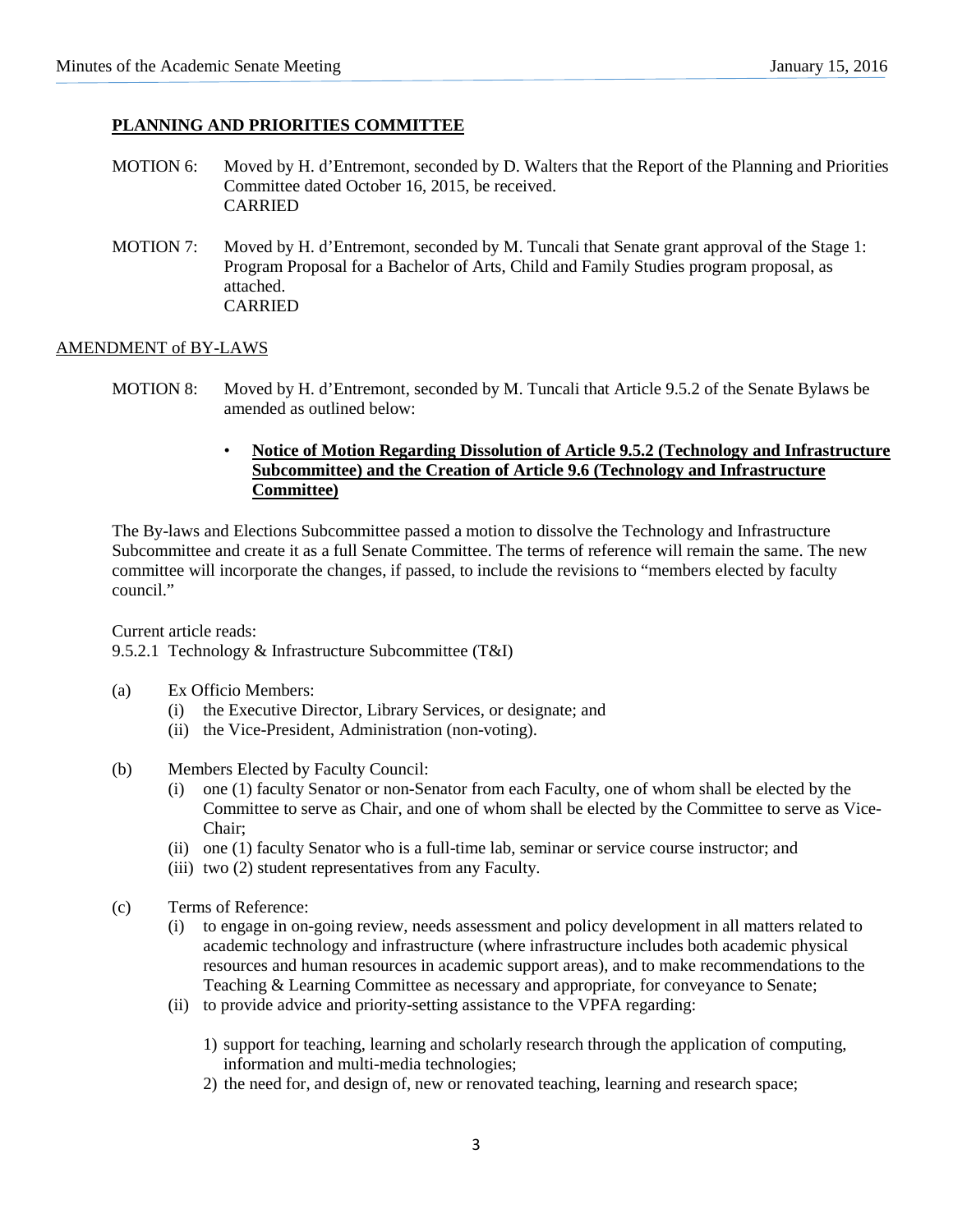**PLANNING AND PRIORITIES COMMITTEE**

MOTION 6: Moved by H. d'Entremont, seconded by D. Walters that the Report of the Planning and Priorities Committee dated October 16, 2015, be received.
CARRIED

MOTION 7: Moved by H. d'Entremont, seconded by M. Tuncali that Senate grant approval of the Stage 1: Program Proposal for a Bachelor of Arts, Child and Family Studies program proposal, as attached.
CARRIED

AMENDMENT of BY-LAWS

MOTION 8: Moved by H. d'Entremont, seconded by M. Tuncali that Article 9.5.2 of the Senate Bylaws be amended as outlined below:

- **Notice of Motion Regarding Dissolution of Article 9.5.2 (Technology and Infrastructure Subcommittee) and the Creation of Article 9.6 (Technology and Infrastructure Committee)**

The By-laws and Elections Subcommittee passed a motion to dissolve the Technology and Infrastructure Subcommittee and create it as a full Senate Committee. The terms of reference will remain the same. The new committee will incorporate the changes, if passed, to include the revisions to "members elected by faculty council."

Current article reads:
9.5.2.1 Technology & Infrastructure Subcommittee (T&I)

(a) Ex Officio Members:
  (i) the Executive Director, Library Services, or designate; and
  (ii) the Vice-President, Administration (non-voting).

(b) Members Elected by Faculty Council:
  (i) one (1) faculty Senator or non-Senator from each Faculty, one of whom shall be elected by the Committee to serve as Chair, and one of whom shall be elected by the Committee to serve as Vice-Chair;
  (ii) one (1) faculty Senator who is a full-time lab, seminar or service course instructor; and
  (iii) two (2) student representatives from any Faculty.

(c) Terms of Reference:
  (i) to engage in on-going review, needs assessment and policy development in all matters related to academic technology and infrastructure (where infrastructure includes both academic physical resources and human resources in academic support areas), and to make recommendations to the Teaching & Learning Committee as necessary and appropriate, for conveyance to Senate;
  (ii) to provide advice and priority-setting assistance to the VPFA regarding:

    1) support for teaching, learning and scholarly research through the application of computing, information and multi-media technologies;
    2) the need for, and design of, new or renovated teaching, learning and research space;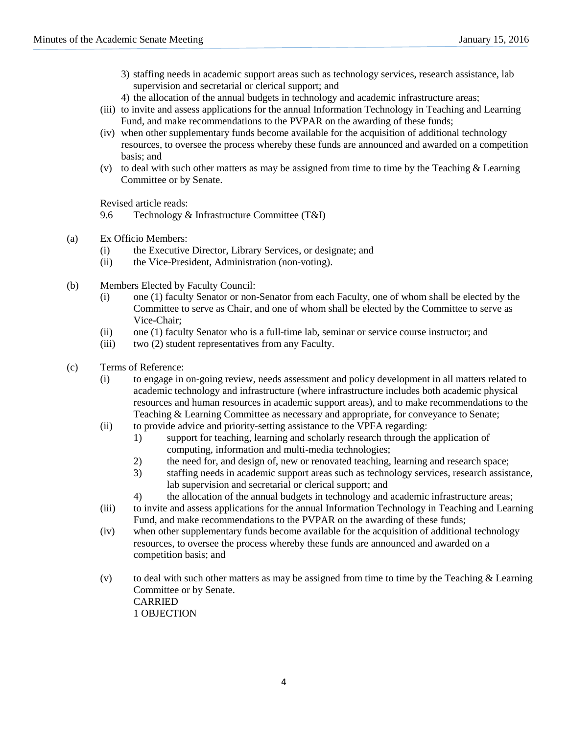3) staffing needs in academic support areas such as technology services, research assistance, lab supervision and secretarial or clerical support; and
4) the allocation of the annual budgets in technology and academic infrastructure areas;

(iii) to invite and assess applications for the annual Information Technology in Teaching and Learning Fund, and make recommendations to the PVPAR on the awarding of these funds;

(iv) when other supplementary funds become available for the acquisition of additional technology resources, to oversee the process whereby these funds are announced and awarded on a competition basis; and

(v) to deal with such other matters as may be assigned from time to time by the Teaching & Learning Committee or by Senate.

Revised article reads:

9.6 Technology & Infrastructure Committee (T&I)

(a) Ex Officio Members:

(i) the Executive Director, Library Services, or designate; and

(ii) the Vice-President, Administration (non-voting).

(b) Members Elected by Faculty Council:

(i) one (1) faculty Senator or non-Senator from each Faculty, one of whom shall be elected by the Committee to serve as Chair, and one of whom shall be elected by the Committee to serve as Vice-Chair;

(ii) one (1) faculty Senator who is a full-time lab, seminar or service course instructor; and

(iii) two (2) student representatives from any Faculty.

(c) Terms of Reference:

(i) to engage in on-going review, needs assessment and policy development in all matters related to academic technology and infrastructure (where infrastructure includes both academic physical resources and human resources in academic support areas), and to make recommendations to the Teaching & Learning Committee as necessary and appropriate, for conveyance to Senate;

(ii) to provide advice and priority-setting assistance to the VPFA regarding:

1) support for teaching, learning and scholarly research through the application of computing, information and multi-media technologies;
2) the need for, and design of, new or renovated teaching, learning and research space;
3) staffing needs in academic support areas such as technology services, research assistance, lab supervision and secretarial or clerical support; and
4) the allocation of the annual budgets in technology and academic infrastructure areas;

(iii) to invite and assess applications for the annual Information Technology in Teaching and Learning Fund, and make recommendations to the PVPAR on the awarding of these funds;

(iv) when other supplementary funds become available for the acquisition of additional technology resources, to oversee the process whereby these funds are announced and awarded on a competition basis; and

(v) to deal with such other matters as may be assigned from time to time by the Teaching & Learning Committee or by Senate.

CARRIED
1 OBJECTION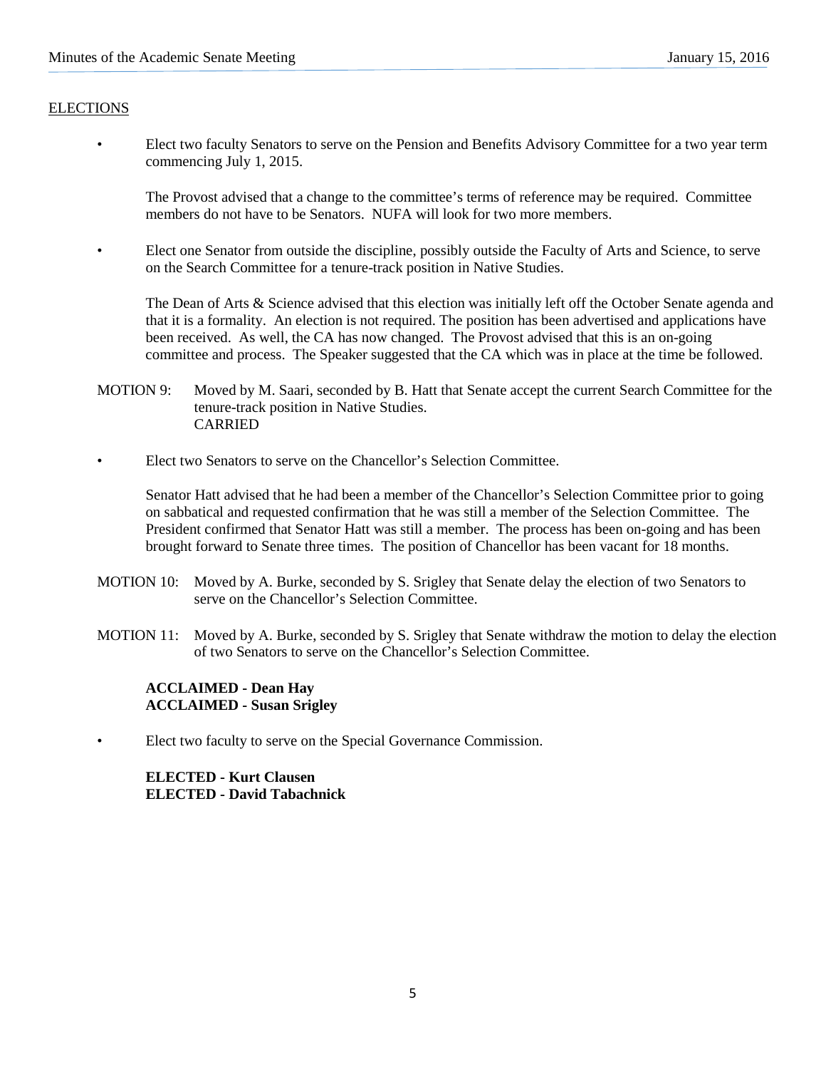## ELECTIONS

- Elect two faculty Senators to serve on the Pension and Benefits Advisory Committee for a two year term commencing July 1, 2015.

  The Provost advised that a change to the committee's terms of reference may be required. Committee members do not have to be Senators. NUFA will look for two more members.

- Elect one Senator from outside the discipline, possibly outside the Faculty of Arts and Science, to serve on the Search Committee for a tenure-track position in Native Studies.

  The Dean of Arts & Science advised that this election was initially left off the October Senate agenda and that it is a formality. An election is not required. The position has been advertised and applications have been received. As well, the CA has now changed. The Provost advised that this is an on-going committee and process. The Speaker suggested that the CA which was in place at the time be followed.

MOTION 9: Moved by M. Saari, seconded by B. Hatt that Senate accept the current Search Committee for the tenure-track position in Native Studies.
CARRIED

- Elect two Senators to serve on the Chancellor's Selection Committee.

  Senator Hatt advised that he had been a member of the Chancellor's Selection Committee prior to going on sabbatical and requested confirmation that he was still a member of the Selection Committee. The President confirmed that Senator Hatt was still a member. The process has been on-going and has been brought forward to Senate three times. The position of Chancellor has been vacant for 18 months.

MOTION 10: Moved by A. Burke, seconded by S. Srigley that Senate delay the election of two Senators to serve on the Chancellor's Selection Committee.

MOTION 11: Moved by A. Burke, seconded by S. Srigley that Senate withdraw the motion to delay the election of two Senators to serve on the Chancellor's Selection Committee.

**ACCLAIMED - Dean Hay**
**ACCLAIMED - Susan Srigley**

- Elect two faculty to serve on the Special Governance Commission.

**ELECTED - Kurt Clausen**
**ELECTED - David Tabachnick**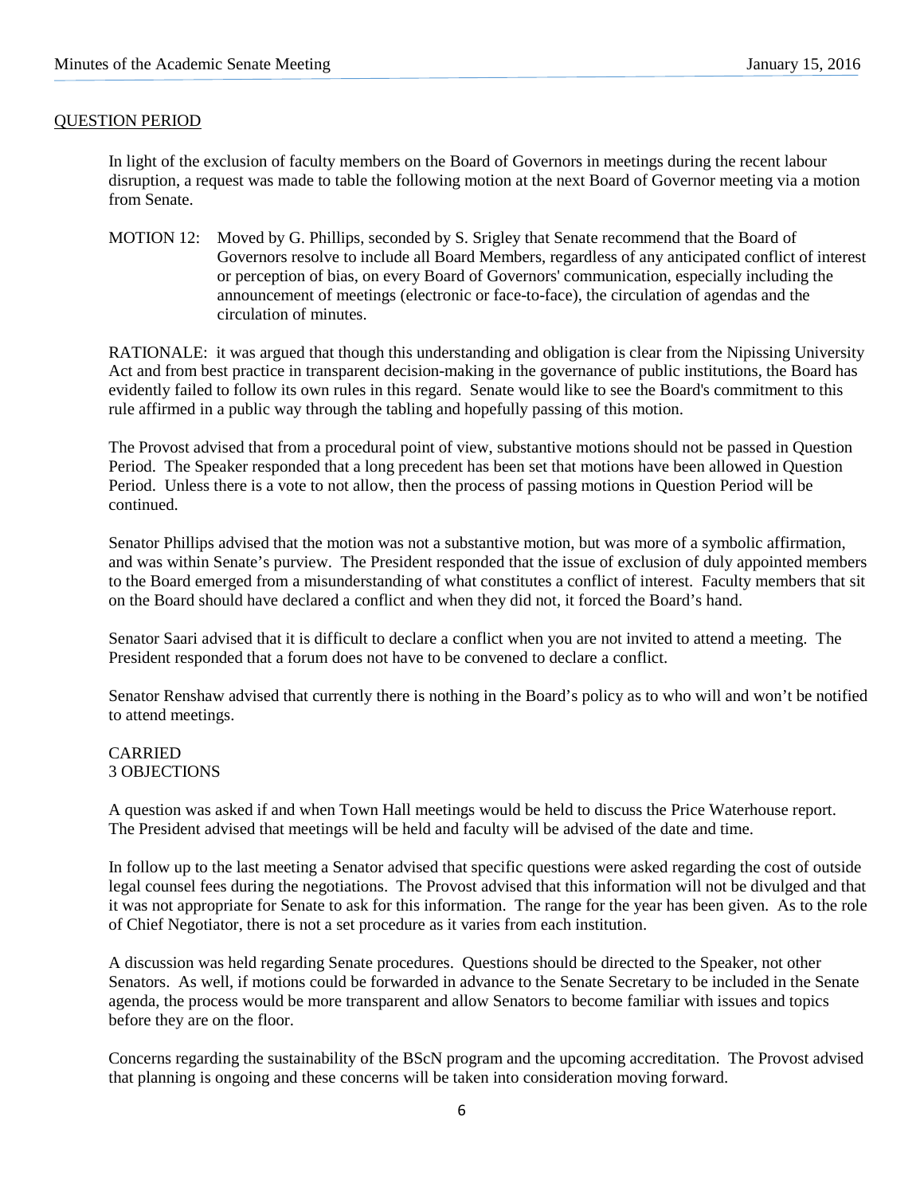## QUESTION PERIOD

In light of the exclusion of faculty members on the Board of Governors in meetings during the recent labour disruption, a request was made to table the following motion at the next Board of Governor meeting via a motion from Senate.

MOTION 12: Moved by G. Phillips, seconded by S. Srigley that Senate recommend that the Board of Governors resolve to include all Board Members, regardless of any anticipated conflict of interest or perception of bias, on every Board of Governors' communication, especially including the announcement of meetings (electronic or face-to-face), the circulation of agendas and the circulation of minutes.

RATIONALE: it was argued that though this understanding and obligation is clear from the Nipissing University Act and from best practice in transparent decision-making in the governance of public institutions, the Board has evidently failed to follow its own rules in this regard. Senate would like to see the Board's commitment to this rule affirmed in a public way through the tabling and hopefully passing of this motion.

The Provost advised that from a procedural point of view, substantive motions should not be passed in Question Period. The Speaker responded that a long precedent has been set that motions have been allowed in Question Period. Unless there is a vote to not allow, then the process of passing motions in Question Period will be continued.

Senator Phillips advised that the motion was not a substantive motion, but was more of a symbolic affirmation, and was within Senate's purview. The President responded that the issue of exclusion of duly appointed members to the Board emerged from a misunderstanding of what constitutes a conflict of interest. Faculty members that sit on the Board should have declared a conflict and when they did not, it forced the Board's hand.

Senator Saari advised that it is difficult to declare a conflict when you are not invited to attend a meeting. The President responded that a forum does not have to be convened to declare a conflict.

Senator Renshaw advised that currently there is nothing in the Board's policy as to who will and won't be notified to attend meetings.

CARRIED
3 OBJECTIONS

A question was asked if and when Town Hall meetings would be held to discuss the Price Waterhouse report. The President advised that meetings will be held and faculty will be advised of the date and time.

In follow up to the last meeting a Senator advised that specific questions were asked regarding the cost of outside legal counsel fees during the negotiations. The Provost advised that this information will not be divulged and that it was not appropriate for Senate to ask for this information. The range for the year has been given. As to the role of Chief Negotiator, there is not a set procedure as it varies from each institution.

A discussion was held regarding Senate procedures. Questions should be directed to the Speaker, not other Senators. As well, if motions could be forwarded in advance to the Senate Secretary to be included in the Senate agenda, the process would be more transparent and allow Senators to become familiar with issues and topics before they are on the floor.

Concerns regarding the sustainability of the BScN program and the upcoming accreditation. The Provost advised that planning is ongoing and these concerns will be taken into consideration moving forward.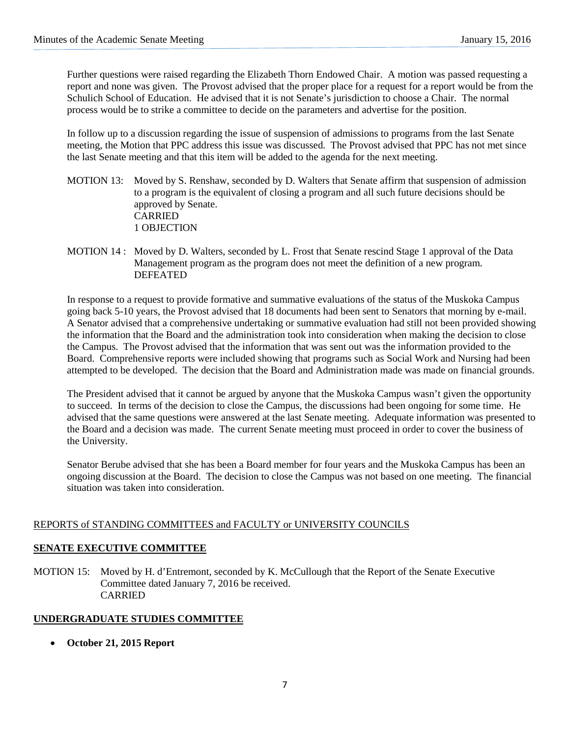Further questions were raised regarding the Elizabeth Thorn Endowed Chair. A motion was passed requesting a report and none was given. The Provost advised that the proper place for a request for a report would be from the Schulich School of Education. He advised that it is not Senate's jurisdiction to choose a Chair. The normal process would be to strike a committee to decide on the parameters and advertise for the position.

In follow up to a discussion regarding the issue of suspension of admissions to programs from the last Senate meeting, the Motion that PPC address this issue was discussed. The Provost advised that PPC has not met since the last Senate meeting and that this item will be added to the agenda for the next meeting.

MOTION 13: Moved by S. Renshaw, seconded by D. Walters that Senate affirm that suspension of admission to a program is the equivalent of closing a program and all such future decisions should be approved by Senate.
CARRIED
1 OBJECTION

MOTION 14 : Moved by D. Walters, seconded by L. Frost that Senate rescind Stage 1 approval of the Data Management program as the program does not meet the definition of a new program.
DEFEATED

In response to a request to provide formative and summative evaluations of the status of the Muskoka Campus going back 5-10 years, the Provost advised that 18 documents had been sent to Senators that morning by e-mail. A Senator advised that a comprehensive undertaking or summative evaluation had still not been provided showing the information that the Board and the administration took into consideration when making the decision to close the Campus. The Provost advised that the information that was sent out was the information provided to the Board. Comprehensive reports were included showing that programs such as Social Work and Nursing had been attempted to be developed. The decision that the Board and Administration made was made on financial grounds.

The President advised that it cannot be argued by anyone that the Muskoka Campus wasn't given the opportunity to succeed. In terms of the decision to close the Campus, the discussions had been ongoing for some time. He advised that the same questions were answered at the last Senate meeting. Adequate information was presented to the Board and a decision was made. The current Senate meeting must proceed in order to cover the business of the University.

Senator Berube advised that she has been a Board member for four years and the Muskoka Campus has been an ongoing discussion at the Board. The decision to close the Campus was not based on one meeting. The financial situation was taken into consideration.

REPORTS of STANDING COMMITTEES and FACULTY or UNIVERSITY COUNCILS

## SENATE EXECUTIVE COMMITTEE

MOTION 15: Moved by H. d'Entremont, seconded by K. McCullough that the Report of the Senate Executive Committee dated January 7, 2016 be received.
CARRIED

## UNDERGRADUATE STUDIES COMMITTEE

- **October 21, 2015 Report**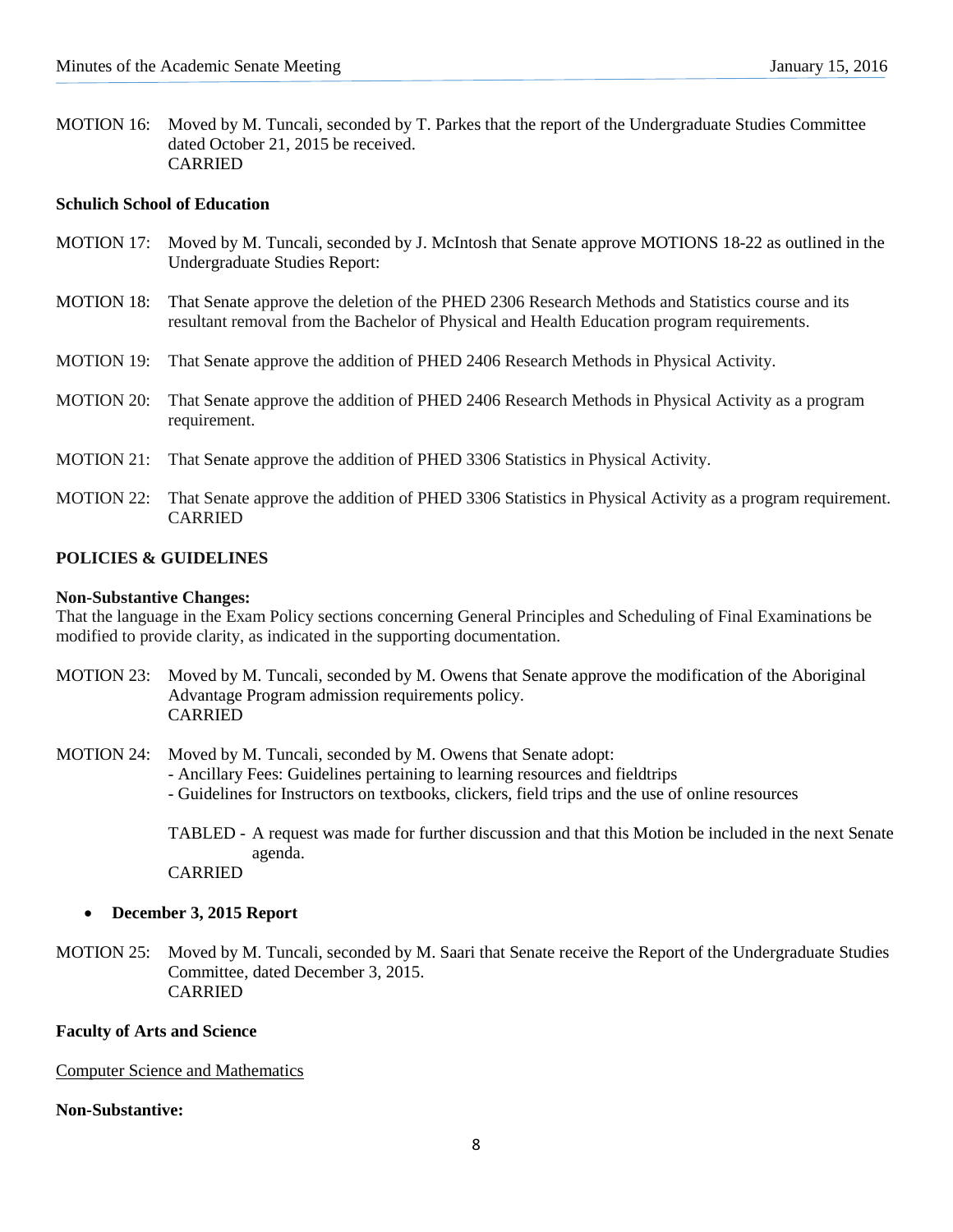MOTION 16: Moved by M. Tuncali, seconded by T. Parkes that the report of the Undergraduate Studies Committee dated October 21, 2015 be received.
CARRIED

**Schulich School of Education**

MOTION 17: Moved by M. Tuncali, seconded by J. McIntosh that Senate approve MOTIONS 18-22 as outlined in the Undergraduate Studies Report:

MOTION 18: That Senate approve the deletion of the PHED 2306 Research Methods and Statistics course and its resultant removal from the Bachelor of Physical and Health Education program requirements.

MOTION 19: That Senate approve the addition of PHED 2406 Research Methods in Physical Activity.

MOTION 20: That Senate approve the addition of PHED 2406 Research Methods in Physical Activity as a program requirement.

MOTION 21: That Senate approve the addition of PHED 3306 Statistics in Physical Activity.

MOTION 22: That Senate approve the addition of PHED 3306 Statistics in Physical Activity as a program requirement.
CARRIED

**POLICIES & GUIDELINES**

**Non-Substantive Changes:**
That the language in the Exam Policy sections concerning General Principles and Scheduling of Final Examinations be modified to provide clarity, as indicated in the supporting documentation.

MOTION 23: Moved by M. Tuncali, seconded by M. Owens that Senate approve the modification of the Aboriginal Advantage Program admission requirements policy.
CARRIED

MOTION 24: Moved by M. Tuncali, seconded by M. Owens that Senate adopt:
- Ancillary Fees: Guidelines pertaining to learning resources and fieldtrips
- Guidelines for Instructors on textbooks, clickers, field trips and the use of online resources

TABLED - A request was made for further discussion and that this Motion be included in the next Senate agenda.
CARRIED

- **December 3, 2015 Report**

MOTION 25: Moved by M. Tuncali, seconded by M. Saari that Senate receive the Report of the Undergraduate Studies Committee, dated December 3, 2015.
CARRIED

**Faculty of Arts and Science**

Computer Science and Mathematics

**Non-Substantive:**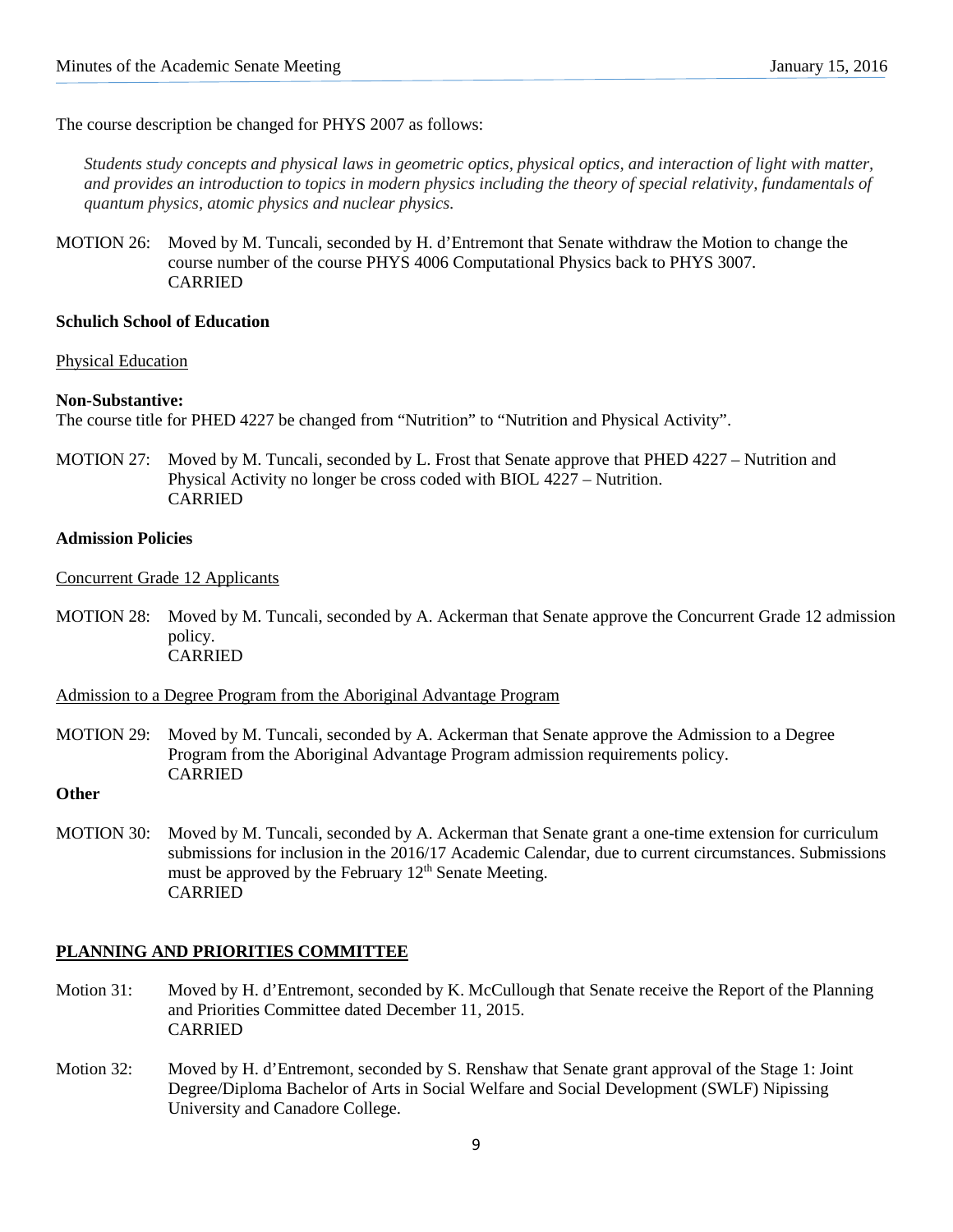The course description be changed for PHYS 2007 as follows:

*Students study concepts and physical laws in geometric optics, physical optics, and interaction of light with matter, and provides an introduction to topics in modern physics including the theory of special relativity, fundamentals of quantum physics, atomic physics and nuclear physics.*

MOTION 26: Moved by M. Tuncali, seconded by H. d'Entremont that Senate withdraw the Motion to change the course number of the course PHYS 4006 Computational Physics back to PHYS 3007.
CARRIED

**Schulich School of Education**

Physical Education

**Non-Substantive:**
The course title for PHED 4227 be changed from "Nutrition" to "Nutrition and Physical Activity".

MOTION 27: Moved by M. Tuncali, seconded by L. Frost that Senate approve that PHED 4227 – Nutrition and Physical Activity no longer be cross coded with BIOL 4227 – Nutrition.
CARRIED

**Admission Policies**

Concurrent Grade 12 Applicants

MOTION 28: Moved by M. Tuncali, seconded by A. Ackerman that Senate approve the Concurrent Grade 12 admission policy.
CARRIED

Admission to a Degree Program from the Aboriginal Advantage Program

MOTION 29: Moved by M. Tuncali, seconded by A. Ackerman that Senate approve the Admission to a Degree Program from the Aboriginal Advantage Program admission requirements policy.
CARRIED

**Other**

MOTION 30: Moved by M. Tuncali, seconded by A. Ackerman that Senate grant a one-time extension for curriculum submissions for inclusion in the 2016/17 Academic Calendar, due to current circumstances. Submissions must be approved by the February 12th Senate Meeting.
CARRIED

**PLANNING AND PRIORITIES COMMITTEE**

Motion 31: Moved by H. d'Entremont, seconded by K. McCullough that Senate receive the Report of the Planning and Priorities Committee dated December 11, 2015.
CARRIED

Motion 32: Moved by H. d'Entremont, seconded by S. Renshaw that Senate grant approval of the Stage 1: Joint Degree/Diploma Bachelor of Arts in Social Welfare and Social Development (SWLF) Nipissing University and Canadore College.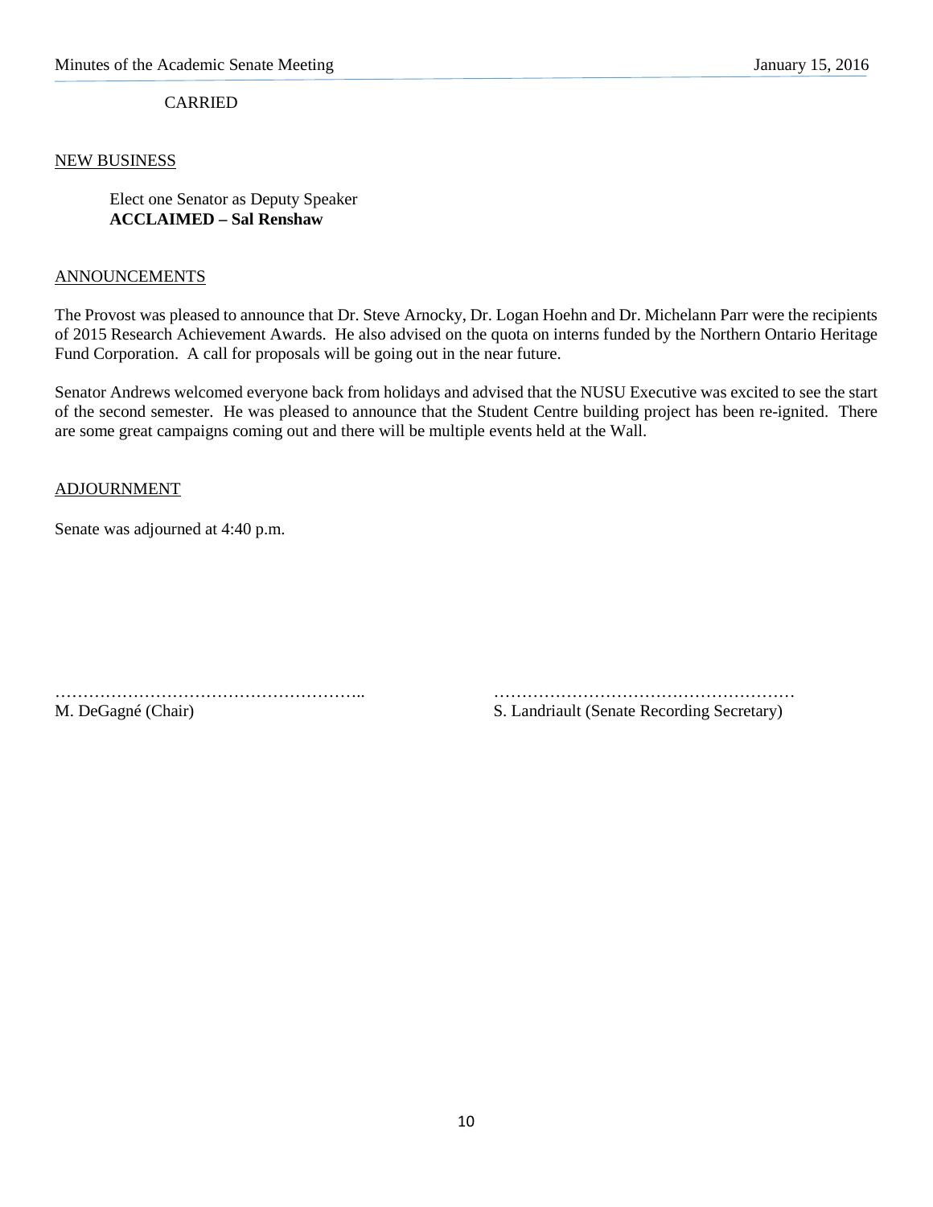CARRIED

NEW BUSINESS

Elect one Senator as Deputy Speaker
**ACCLAIMED – Sal Renshaw**

ANNOUNCEMENTS

The Provost was pleased to announce that Dr. Steve Arnocky, Dr. Logan Hoehn and Dr. Michelann Parr were the recipients of 2015 Research Achievement Awards. He also advised on the quota on interns funded by the Northern Ontario Heritage Fund Corporation. A call for proposals will be going out in the near future.

Senator Andrews welcomed everyone back from holidays and advised that the NUSU Executive was excited to see the start of the second semester. He was pleased to announce that the Student Centre building project has been re-ignited. There are some great campaigns coming out and there will be multiple events held at the Wall.

ADJOURNMENT

Senate was adjourned at 4:40 p.m.

……………………………………………….. 
M. DeGagné (Chair)

……………………………………………… 
S. Landriault (Senate Recording Secretary)